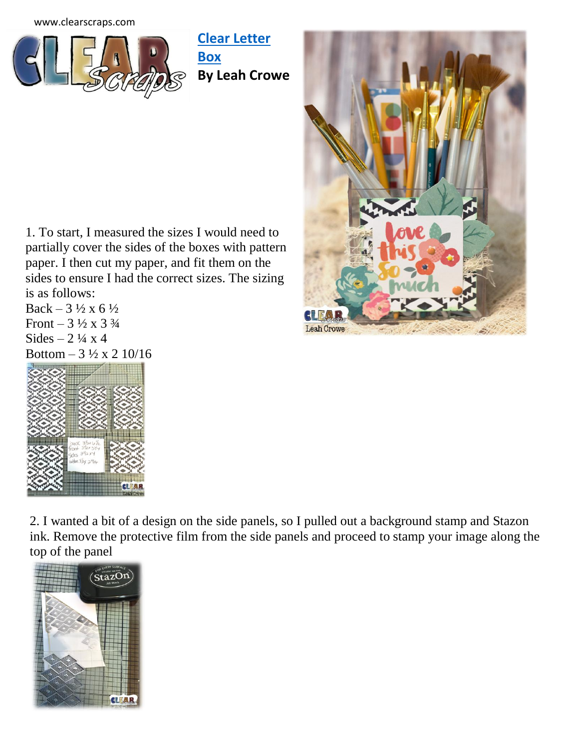www.clearscraps.com

# Clear Letter Box

**By Leah Crowe**

1. To start, I measured the sizes I would need to partially cover the sides of the boxes with pattern paper. I then cut my paper, and fit them on the sides to ensure I had the correct sizes. The sizing is as follows:

Back – 3 ½ x 6 ½
Front – 3 ½ x 3 ¾
Sides – 2 ¼ x 4
Bottom – 3 ½ x 2 10/16

2. I wanted a bit of a design on the side panels, so I pulled out a background stamp and Stazon ink. Remove the protective film from the side panels and proceed to stamp your image along the top of the panel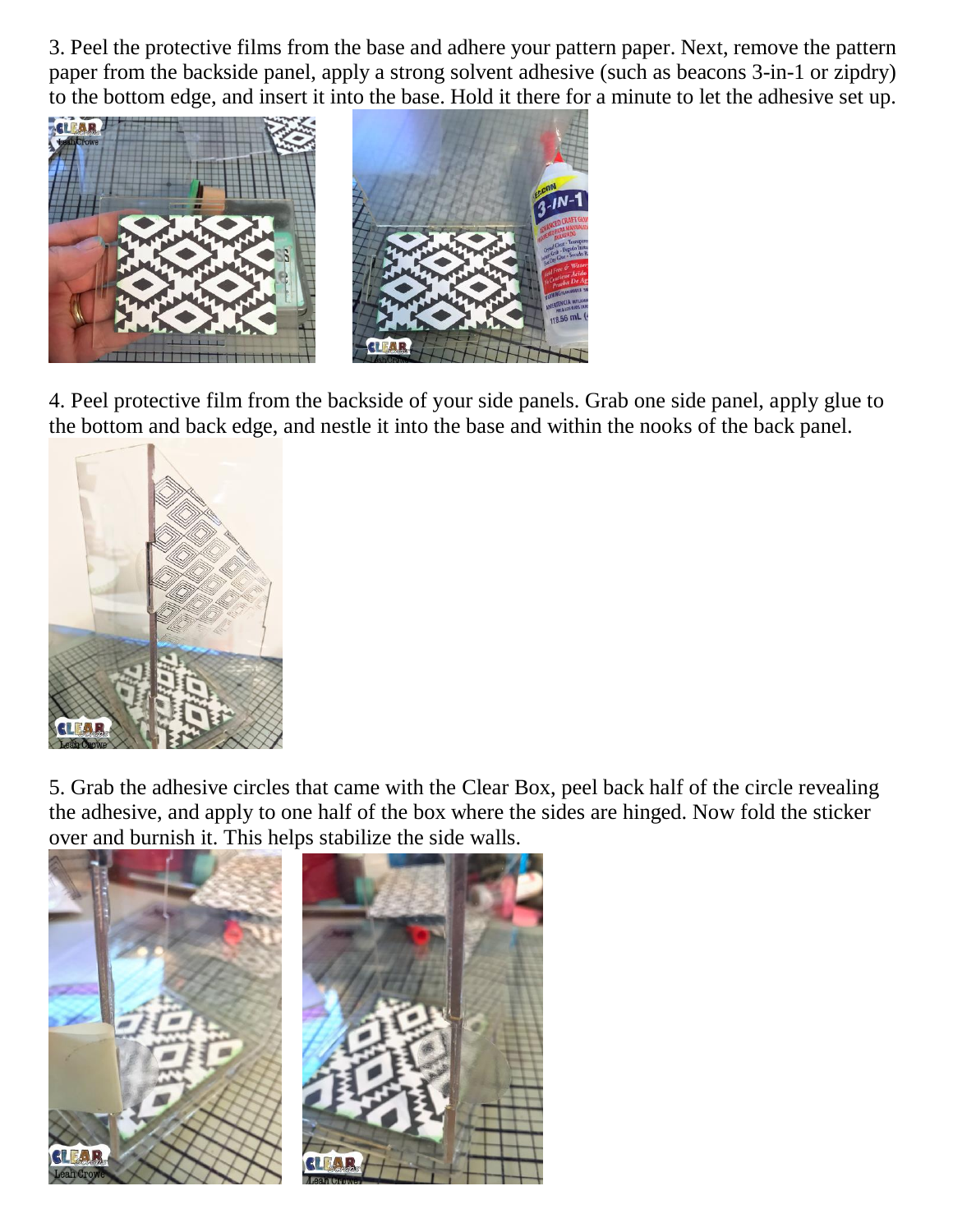3. Peel the protective films from the base and adhere your pattern paper. Next, remove the pattern paper from the backside panel, apply a strong solvent adhesive (such as beacons 3-in-1 or zipdry) to the bottom edge, and insert it into the base. Hold it there for a minute to let the adhesive set up.

4. Peel protective film from the backside of your side panels. Grab one side panel, apply glue to the bottom and back edge, and nestle it into the base and within the nooks of the back panel.

5. Grab the adhesive circles that came with the Clear Box, peel back half of the circle revealing the adhesive, and apply to one half of the box where the sides are hinged. Now fold the sticker over and burnish it. This helps stabilize the side walls.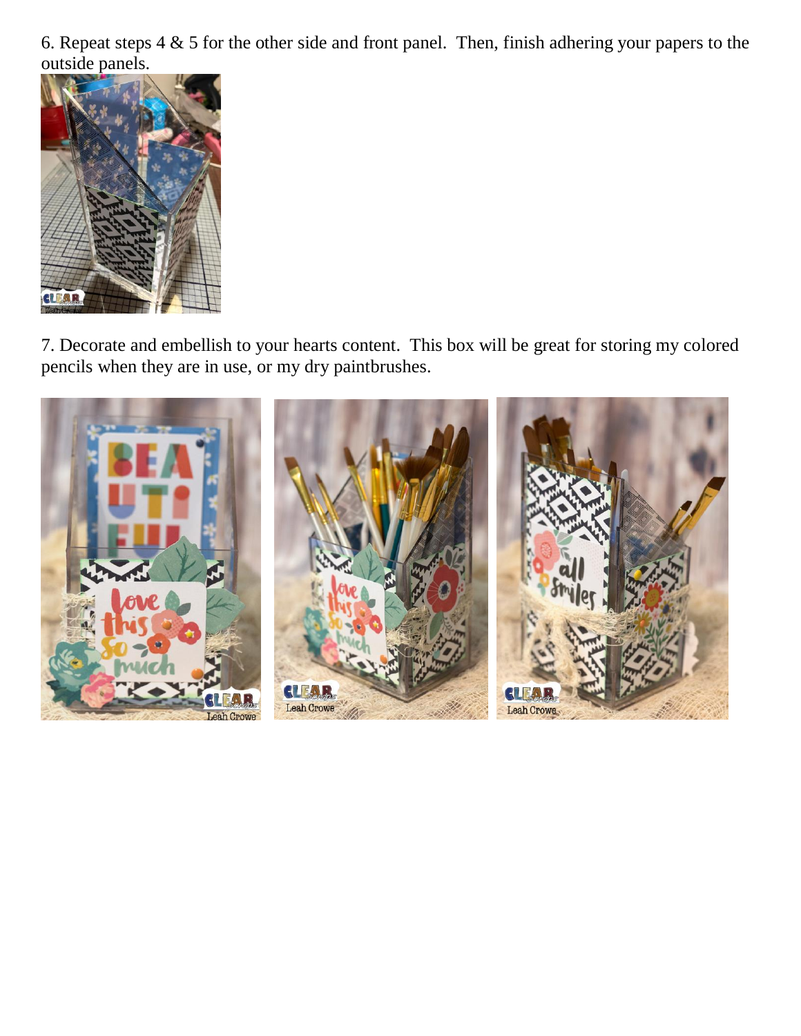6. Repeat steps 4 & 5 for the other side and front panel. Then, finish adhering your papers to the outside panels.

7. Decorate and embellish to your hearts content. This box will be great for storing my colored pencils when they are in use, or my dry paintbrushes.